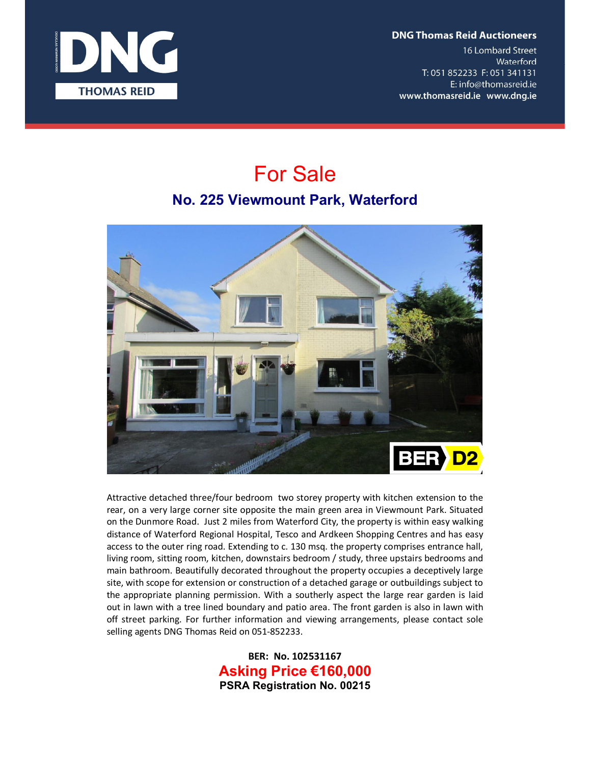**DNG Thomas Reid Auctioneers**
16 Lombard Street
Waterford
T: 051 852233 F: 051 341131
E: info@thomasreid.ie
www.thomasreid.ie www.dng.ie

# For Sale

## No. 225 Viewmount Park, Waterford

Attractive detached three/four bedroom two storey property with kitchen extension to the rear, on a very large corner site opposite the main green area in Viewmount Park. Situated on the Dunmore Road. Just 2 miles from Waterford City, the property is within easy walking distance of Waterford Regional Hospital, Tesco and Ardkeen Shopping Centres and has easy access to the outer ring road. Extending to c. 130 msq. the property comprises entrance hall, living room, sitting room, kitchen, downstairs bedroom / study, three upstairs bedrooms and main bathroom. Beautifully decorated throughout the property occupies a deceptively large site, with scope for extension or construction of a detached garage or outbuildings subject to the appropriate planning permission. With a southerly aspect the large rear garden is laid out in lawn with a tree lined boundary and patio area. The front garden is also in lawn with off street parking. For further information and viewing arrangements, please contact sole selling agents DNG Thomas Reid on 051-852233.

**BER: No. 102531167**

**Asking Price €160,000**

**PSRA Registration No. 00215**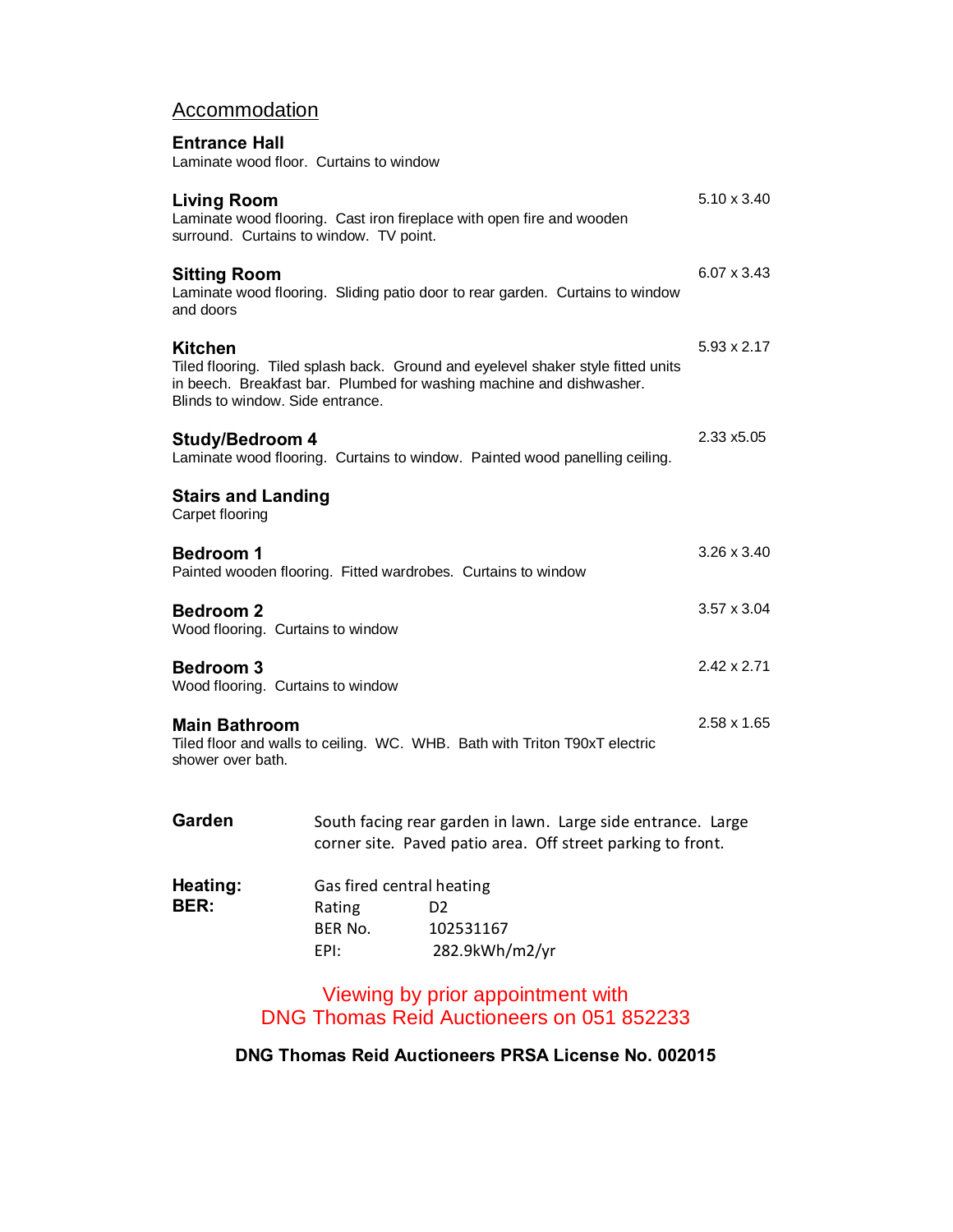## Accommodation

### Entrance Hall
Laminate wood floor. Curtains to window

### Living Room
5.10 x 3.40

Laminate wood flooring. Cast iron fireplace with open fire and wooden surround. Curtains to window. TV point.

### Sitting Room
6.07 x 3.43

Laminate wood flooring. Sliding patio door to rear garden. Curtains to window and doors

### Kitchen
5.93 x 2.17

Tiled flooring. Tiled splash back. Ground and eyelevel shaker style fitted units in beech. Breakfast bar. Plumbed for washing machine and dishwasher. Blinds to window. Side entrance.

### Study/Bedroom 4
2.33 x5.05

Laminate wood flooring. Curtains to window. Painted wood panelling ceiling.

### Stairs and Landing
Carpet flooring

### Bedroom 1
3.26 x 3.40

Painted wooden flooring. Fitted wardrobes. Curtains to window

### Bedroom 2
3.57 x 3.04

Wood flooring. Curtains to window

### Bedroom 3
2.42 x 2.71

Wood flooring. Curtains to window

### Main Bathroom
2.58 x 1.65

Tiled floor and walls to ceiling. WC. WHB. Bath with Triton T90xT electric shower over bath.

**Garden** South facing rear garden in lawn. Large side entrance. Large corner site. Paved patio area. Off street parking to front.

**Heating:** Gas fired central heating

**BER:**

| | |
|---|---|
| Rating | D2 |
| BER No. | 102531167 |
| EPI: | 282.9kWh/m2/yr |

Viewing by prior appointment with DNG Thomas Reid Auctioneers on 051 852233

**DNG Thomas Reid Auctioneers PRSA License No. 002015**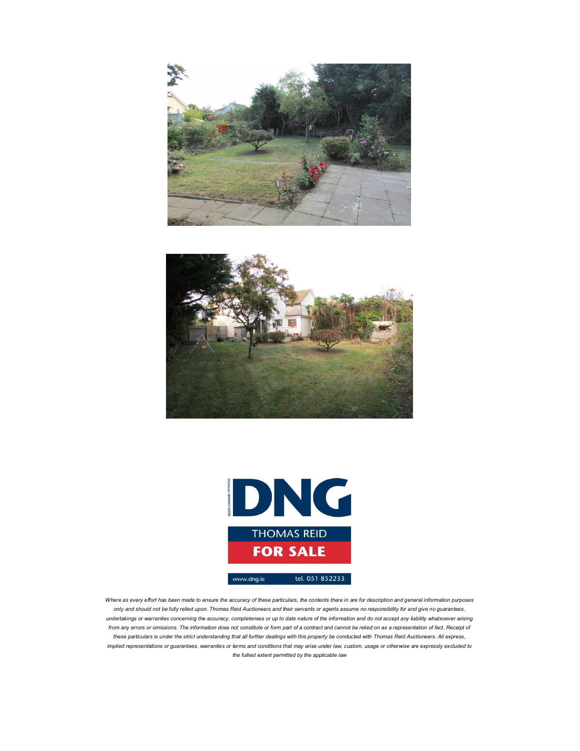DNG

THOMAS REID

**FOR SALE**

www.dng.ie tel. 051 852233

*Where as every effort has been made to ensure the accuracy of these particulars, the contents there in are for description and general information purposes only and should not be fully relied upon. Thomas Reid Auctioneers and their servants or agents assume no responsibility for and give no guarantees, undertakings or warranties concerning the accuracy, completeness or up to date nature of the information and do not accept any liability whatsoever arising from any errors or omissions. The information does not constitute or form part of a contract and cannot be relied on as a representation of fact. Receipt of these particulars is under the strict understanding that all further dealings with this property be conducted with Thomas Reid Auctioneers. All express, implied representations or guarantees, warranties or terms and conditions that may arise under law, custom, usage or otherwise are expressly excluded to the fullest extent permitted by the applicable law*